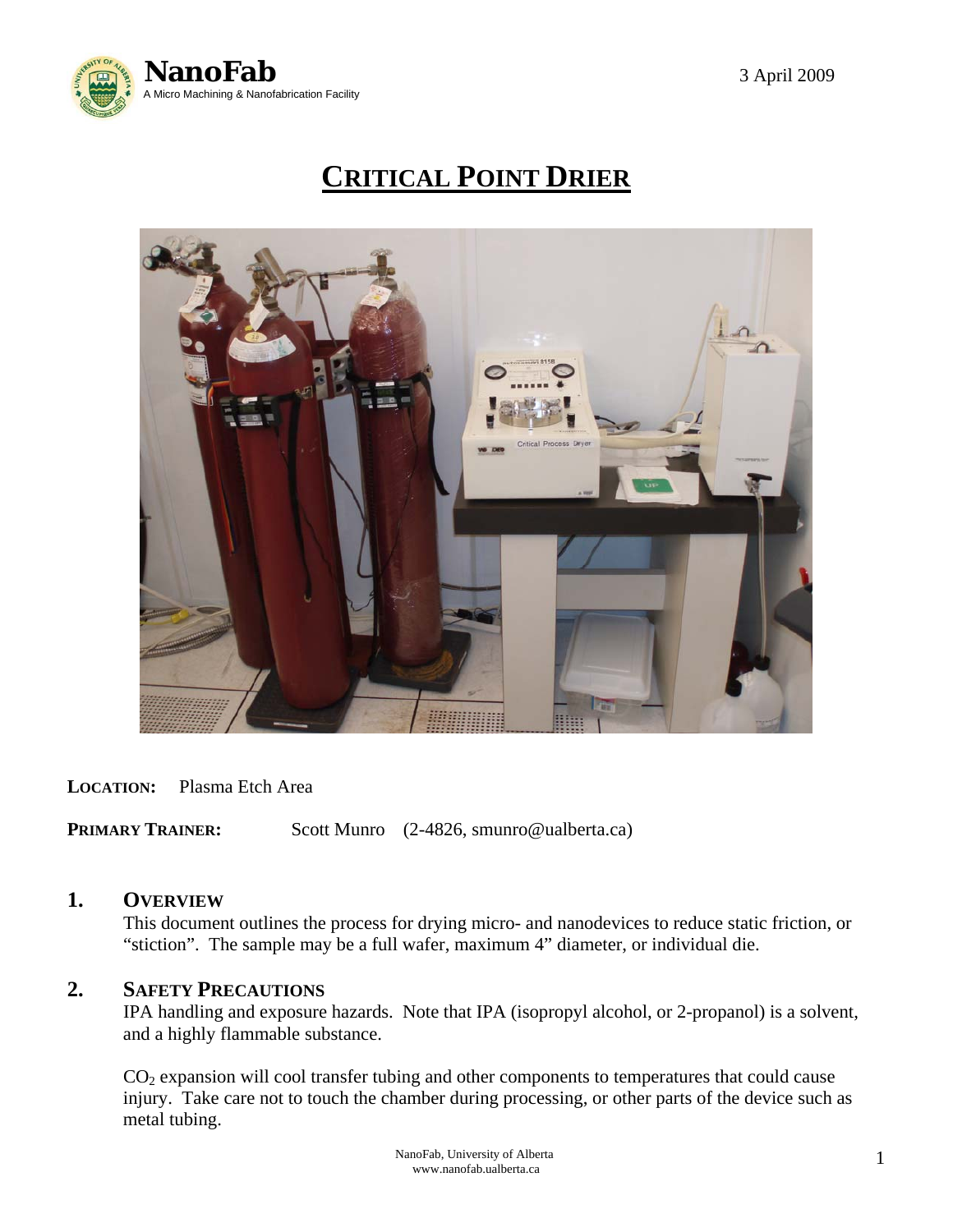# CRITICAL POINT DRIER

**LOCATION:** Plasma Etch Area

**PRIMARY TRAINER:** Scott Munro (2-4826, smunro@ualberta.ca)

## 1. OVERVIEW

This document outlines the process for drying micro- and nanodevices to reduce static friction, or "stiction". The sample may be a full wafer, maximum 4" diameter, or individual die.

## 2. SAFETY PRECAUTIONS

IPA handling and exposure hazards. Note that IPA (isopropyl alcohol, or 2-propanol) is a solvent, and a highly flammable substance.

$CO_2$ expansion will cool transfer tubing and other components to temperatures that could cause injury. Take care not to touch the chamber during processing, or other parts of the device such as metal tubing.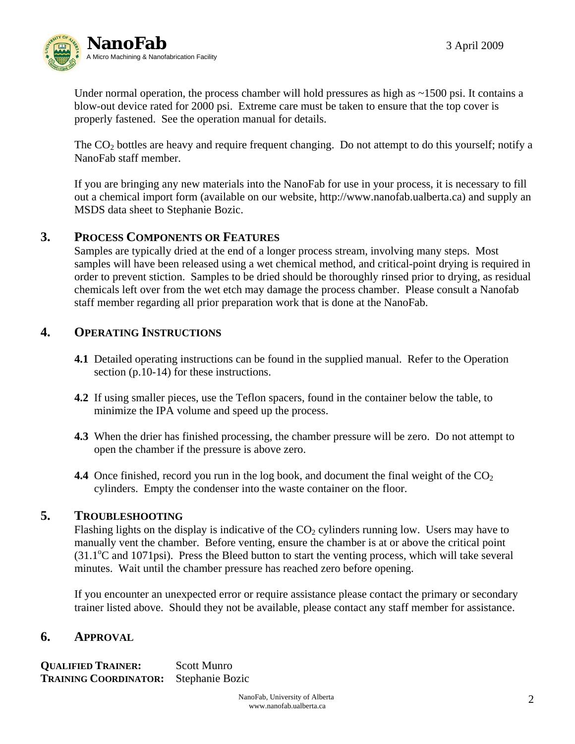Under normal operation, the process chamber will hold pressures as high as ~1500 psi. It contains a blow-out device rated for 2000 psi. Extreme care must be taken to ensure that the top cover is properly fastened. See the operation manual for details.

The $CO_2$ bottles are heavy and require frequent changing. Do not attempt to do this yourself; notify a NanoFab staff member.

If you are bringing any new materials into the NanoFab for use in your process, it is necessary to fill out a chemical import form (available on our website, http://www.nanofab.ualberta.ca) and supply an MSDS data sheet to Stephanie Bozic.

## 3. Process Components or Features

Samples are typically dried at the end of a longer process stream, involving many steps. Most samples will have been released using a wet chemical method, and critical-point drying is required in order to prevent stiction. Samples to be dried should be thoroughly rinsed prior to drying, as residual chemicals left over from the wet etch may damage the process chamber. Please consult a Nanofab staff member regarding all prior preparation work that is done at the NanoFab.

## 4. Operating Instructions

**4.1** Detailed operating instructions can be found in the supplied manual. Refer to the Operation section (p.10-14) for these instructions.

**4.2** If using smaller pieces, use the Teflon spacers, found in the container below the table, to minimize the IPA volume and speed up the process.

**4.3** When the drier has finished processing, the chamber pressure will be zero. Do not attempt to open the chamber if the pressure is above zero.

**4.4** Once finished, record you run in the log book, and document the final weight of the $CO_2$ cylinders. Empty the condenser into the waste container on the floor.

## 5. Troubleshooting

Flashing lights on the display is indicative of the $CO_2$ cylinders running low. Users may have to manually vent the chamber. Before venting, ensure the chamber is at or above the critical point (31.1$^{o}$C and 1071psi). Press the Bleed button to start the venting process, which will take several minutes. Wait until the chamber pressure has reached zero before opening.

If you encounter an unexpected error or require assistance please contact the primary or secondary trainer listed above. Should they not be available, please contact any staff member for assistance.

## 6. Approval

**Qualified Trainer:** Scott Munro
**Training Coordinator:** Stephanie Bozic